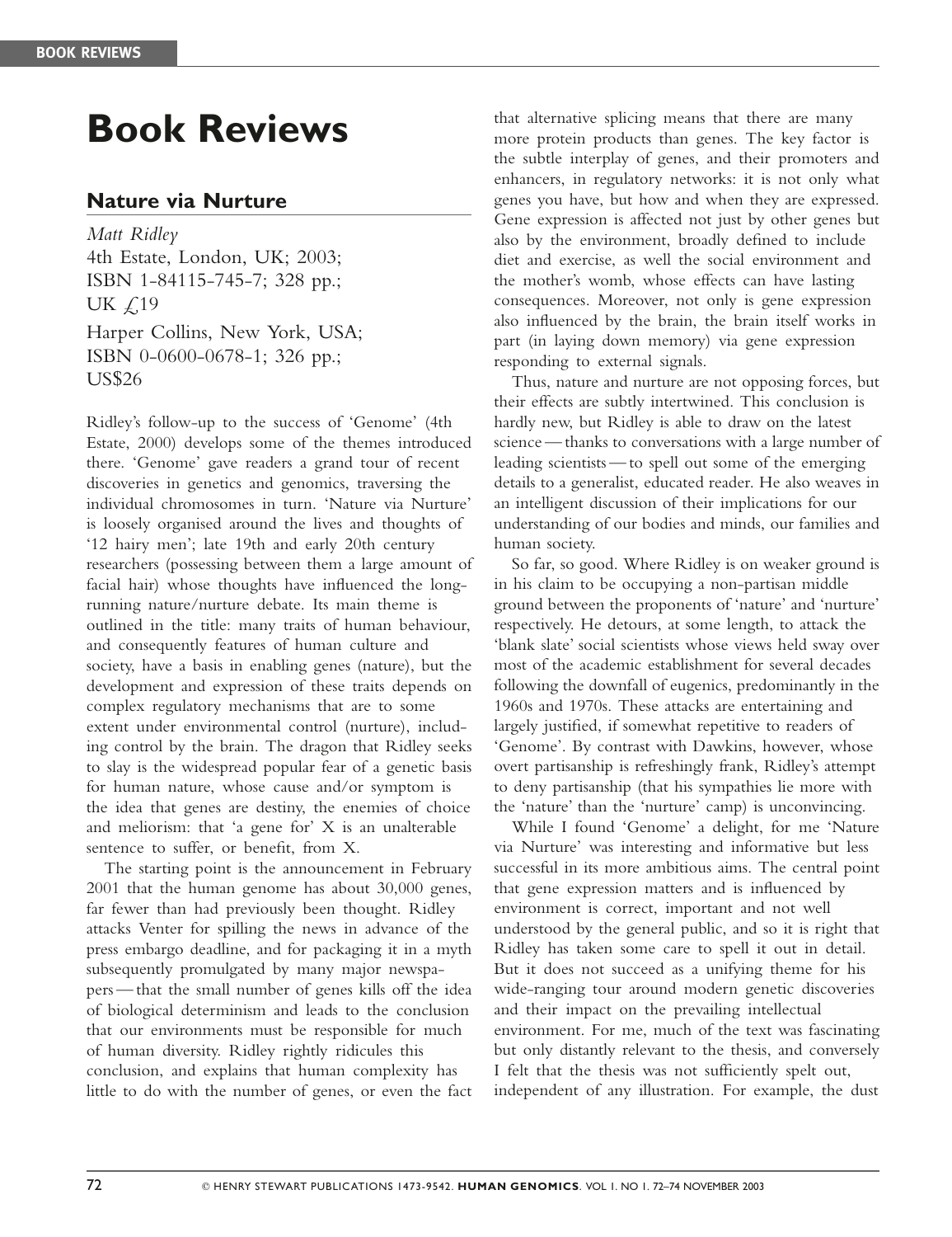# Book Reviews

## Nature via Nurture

*Matt Ridley*
4th Estate, London, UK; 2003;
ISBN 1-84115-745-7; 328 pp.;
UK £19

Harper Collins, New York, USA;
ISBN 0-0600-0678-1; 326 pp.;
US$26

Ridley's follow-up to the success of 'Genome' (4th Estate, 2000) develops some of the themes introduced there. 'Genome' gave readers a grand tour of recent discoveries in genetics and genomics, traversing the individual chromosomes in turn. 'Nature via Nurture' is loosely organised around the lives and thoughts of '12 hairy men'; late 19th and early 20th century researchers (possessing between them a large amount of facial hair) whose thoughts have influenced the long-running nature/nurture debate. Its main theme is outlined in the title: many traits of human behaviour, and consequently features of human culture and society, have a basis in enabling genes (nature), but the development and expression of these traits depends on complex regulatory mechanisms that are to some extent under environmental control (nurture), including control by the brain. The dragon that Ridley seeks to slay is the widespread popular fear of a genetic basis for human nature, whose cause and/or symptom is the idea that genes are destiny, the enemies of choice and meliorism: that 'a gene for' X is an unalterable sentence to suffer, or benefit, from X.

The starting point is the announcement in February 2001 that the human genome has about 30,000 genes, far fewer than had previously been thought. Ridley attacks Venter for spilling the news in advance of the press embargo deadline, and for packaging it in a myth subsequently promulgated by many major newspapers — that the small number of genes kills off the idea of biological determinism and leads to the conclusion that our environments must be responsible for much of human diversity. Ridley rightly ridicules this conclusion, and explains that human complexity has little to do with the number of genes, or even the fact that alternative splicing means that there are many more protein products than genes. The key factor is the subtle interplay of genes, and their promoters and enhancers, in regulatory networks: it is not only what genes you have, but how and when they are expressed. Gene expression is affected not just by other genes but also by the environment, broadly defined to include diet and exercise, as well the social environment and the mother's womb, whose effects can have lasting consequences. Moreover, not only is gene expression also influenced by the brain, the brain itself works in part (in laying down memory) via gene expression responding to external signals.

Thus, nature and nurture are not opposing forces, but their effects are subtly intertwined. This conclusion is hardly new, but Ridley is able to draw on the latest science — thanks to conversations with a large number of leading scientists — to spell out some of the emerging details to a generalist, educated reader. He also weaves in an intelligent discussion of their implications for our understanding of our bodies and minds, our families and human society.

So far, so good. Where Ridley is on weaker ground is in his claim to be occupying a non-partisan middle ground between the proponents of 'nature' and 'nurture' respectively. He detours, at some length, to attack the 'blank slate' social scientists whose views held sway over most of the academic establishment for several decades following the downfall of eugenics, predominantly in the 1960s and 1970s. These attacks are entertaining and largely justified, if somewhat repetitive to readers of 'Genome'. By contrast with Dawkins, however, whose overt partisanship is refreshingly frank, Ridley's attempt to deny partisanship (that his sympathies lie more with the 'nature' than the 'nurture' camp) is unconvincing.

While I found 'Genome' a delight, for me 'Nature via Nurture' was interesting and informative but less successful in its more ambitious aims. The central point that gene expression matters and is influenced by environment is correct, important and not well understood by the general public, and so it is right that Ridley has taken some care to spell it out in detail. But it does not succeed as a unifying theme for his wide-ranging tour around modern genetic discoveries and their impact on the prevailing intellectual environment. For me, much of the text was fascinating but only distantly relevant to the thesis, and conversely I felt that the thesis was not sufficiently spelt out, independent of any illustration. For example, the dust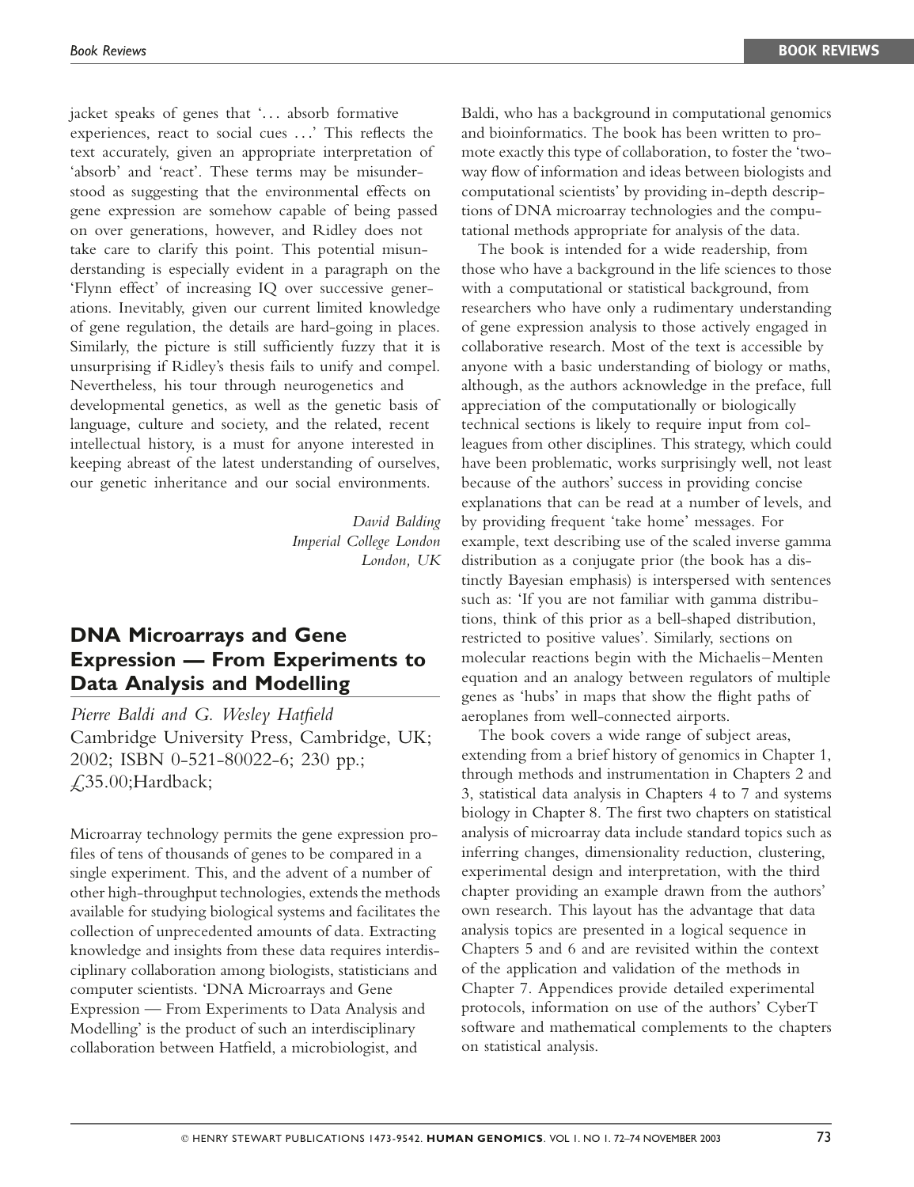jacket speaks of genes that '... absorb formative experiences, react to social cues ...' This reflects the text accurately, given an appropriate interpretation of 'absorb' and 'react'. These terms may be misunderstood as suggesting that the environmental effects on gene expression are somehow capable of being passed on over generations, however, and Ridley does not take care to clarify this point. This potential misunderstanding is especially evident in a paragraph on the 'Flynn effect' of increasing IQ over successive generations. Inevitably, given our current limited knowledge of gene regulation, the details are hard-going in places. Similarly, the picture is still sufficiently fuzzy that it is unsurprising if Ridley's thesis fails to unify and compel. Nevertheless, his tour through neurogenetics and developmental genetics, as well as the genetic basis of language, culture and society, and the related, recent intellectual history, is a must for anyone interested in keeping abreast of the latest understanding of ourselves, our genetic inheritance and our social environments.

*David Balding*
*Imperial College London*
*London, UK*

## DNA Microarrays and Gene Expression — From Experiments to Data Analysis and Modelling

*Pierre Baldi and G. Wesley Hatfield*
Cambridge University Press, Cambridge, UK; 2002; ISBN 0-521-80022-6; 230 pp.; £35.00;Hardback;

Microarray technology permits the gene expression profiles of tens of thousands of genes to be compared in a single experiment. This, and the advent of a number of other high-throughput technologies, extends the methods available for studying biological systems and facilitates the collection of unprecedented amounts of data. Extracting knowledge and insights from these data requires interdisciplinary collaboration among biologists, statisticians and computer scientists. 'DNA Microarrays and Gene Expression — From Experiments to Data Analysis and Modelling' is the product of such an interdisciplinary collaboration between Hatfield, a microbiologist, and Baldi, who has a background in computational genomics and bioinformatics. The book has been written to promote exactly this type of collaboration, to foster the 'two-way flow of information and ideas between biologists and computational scientists' by providing in-depth descriptions of DNA microarray technologies and the computational methods appropriate for analysis of the data.

The book is intended for a wide readership, from those who have a background in the life sciences to those with a computational or statistical background, from researchers who have only a rudimentary understanding of gene expression analysis to those actively engaged in collaborative research. Most of the text is accessible by anyone with a basic understanding of biology or maths, although, as the authors acknowledge in the preface, full appreciation of the computationally or biologically technical sections is likely to require input from colleagues from other disciplines. This strategy, which could have been problematic, works surprisingly well, not least because of the authors' success in providing concise explanations that can be read at a number of levels, and by providing frequent 'take home' messages. For example, text describing use of the scaled inverse gamma distribution as a conjugate prior (the book has a distinctly Bayesian emphasis) is interspersed with sentences such as: 'If you are not familiar with gamma distributions, think of this prior as a bell-shaped distribution, restricted to positive values'. Similarly, sections on molecular reactions begin with the Michaelis–Menten equation and an analogy between regulators of multiple genes as 'hubs' in maps that show the flight paths of aeroplanes from well-connected airports.

The book covers a wide range of subject areas, extending from a brief history of genomics in Chapter 1, through methods and instrumentation in Chapters 2 and 3, statistical data analysis in Chapters 4 to 7 and systems biology in Chapter 8. The first two chapters on statistical analysis of microarray data include standard topics such as inferring changes, dimensionality reduction, clustering, experimental design and interpretation, with the third chapter providing an example drawn from the authors' own research. This layout has the advantage that data analysis topics are presented in a logical sequence in Chapters 5 and 6 and are revisited within the context of the application and validation of the methods in Chapter 7. Appendices provide detailed experimental protocols, information on use of the authors' CyberT software and mathematical complements to the chapters on statistical analysis.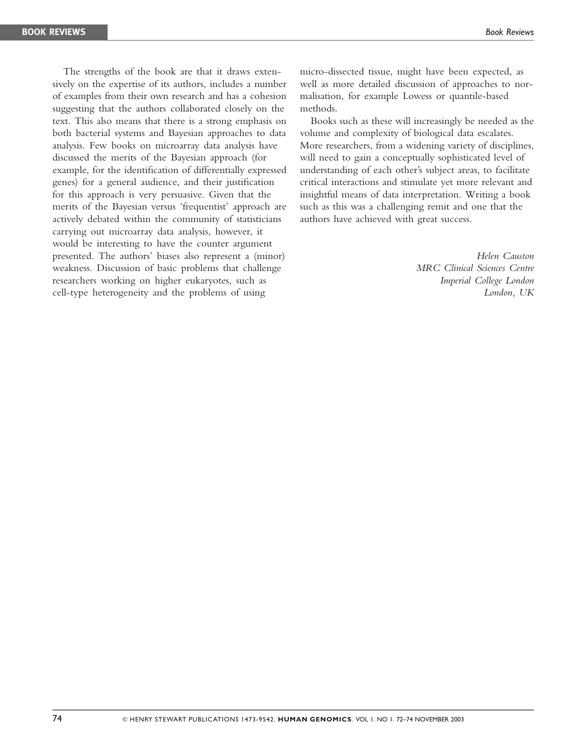The strengths of the book are that it draws extensively on the expertise of its authors, includes a number of examples from their own research and has a cohesion suggesting that the authors collaborated closely on the text. This also means that there is a strong emphasis on both bacterial systems and Bayesian approaches to data analysis. Few books on microarray data analysis have discussed the merits of the Bayesian approach (for example, for the identification of differentially expressed genes) for a general audience, and their justification for this approach is very persuasive. Given that the merits of the Bayesian versus 'frequentist' approach are actively debated within the community of statisticians carrying out microarray data analysis, however, it would be interesting to have the counter argument presented. The authors' biases also represent a (minor) weakness. Discussion of basic problems that challenge researchers working on higher eukaryotes, such as cell-type heterogeneity and the problems of using micro-dissected tissue, might have been expected, as well as more detailed discussion of approaches to normalisation, for example Lowess or quantile-based methods.

Books such as these will increasingly be needed as the volume and complexity of biological data escalates. More researchers, from a widening variety of disciplines, will need to gain a conceptually sophisticated level of understanding of each other's subject areas, to facilitate critical interactions and stimulate yet more relevant and insightful means of data interpretation. Writing a book such as this was a challenging remit and one that the authors have achieved with great success.

*Helen Causton*
*MRC Clinical Sciences Centre*
*Imperial College London*
*London, UK*